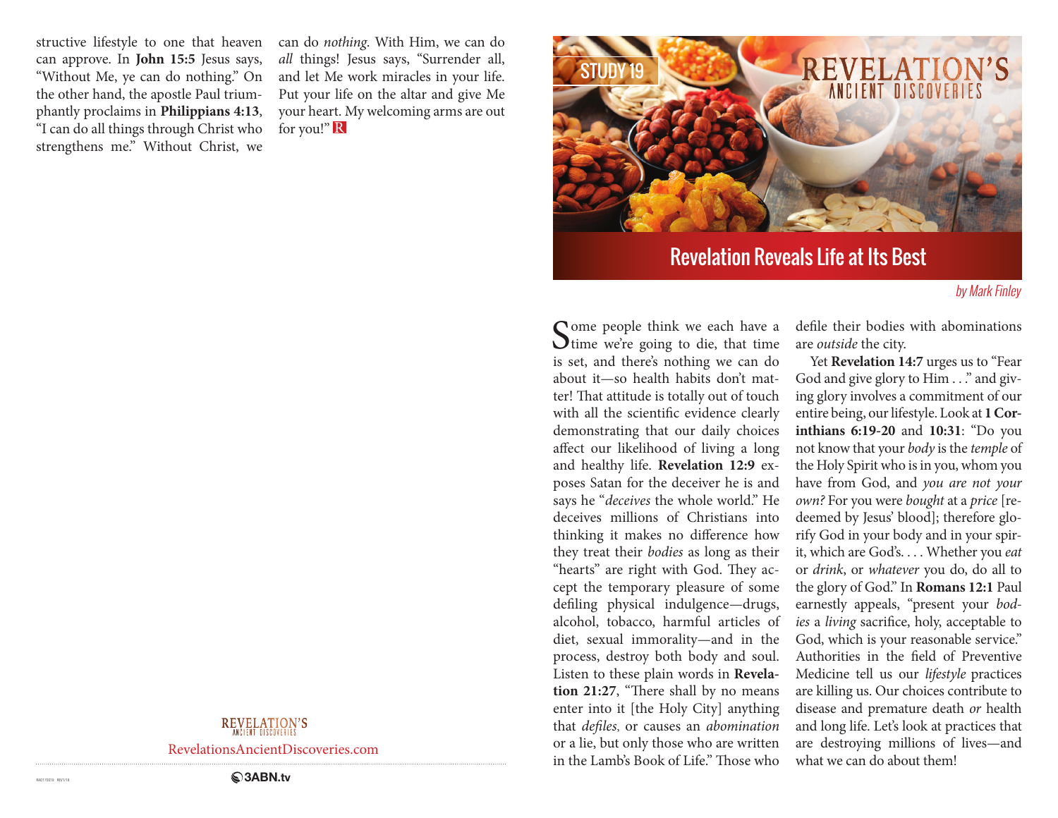structive lifestyle to one that heaven can approve. In **John 15:5** Jesus says, "Without Me, ye can do nothing." On the other hand, the apostle Paul triumphantly proclaims in **Philippians 4:13**, "I can do all things through Christ who strengthens me." Without Christ, we can do *nothing*. With Him, we can do *all* things! Jesus says, "Surrender all, and let Me work miracles in your life. Put your life on the altar and give Me your heart. My welcoming arms are out for you!"

REVELATION'S ANCIENT DISCOVERIES

RevelationsAncientDiscoveries.com

3ABN.tv

STUDY 19

REVELATION'S ANCIENT DISCOVERIES

# Revelation Reveals Life at Its Best

*by Mark Finley*

Some people think we each have a time we're going to die, that time is set, and there's nothing we can do about it—so health habits don't matter! That attitude is totally out of touch with all the scientific evidence clearly demonstrating that our daily choices affect our likelihood of living a long and healthy life. **Revelation 12:9** exposes Satan for the deceiver he is and says he "*deceives* the whole world." He deceives millions of Christians into thinking it makes no difference how they treat their *bodies* as long as their "hearts" are right with God. They accept the temporary pleasure of some defiling physical indulgence—drugs, alcohol, tobacco, harmful articles of diet, sexual immorality—and in the process, destroy both body and soul. Listen to these plain words in **Revelation 21:27**, "There shall by no means enter into it [the Holy City] anything that *defiles,* or causes an *abomination* or a lie, but only those who are written in the Lamb's Book of Life." Those who defile their bodies with abominations are *outside* the city.

Yet **Revelation 14:7** urges us to "Fear God and give glory to Him . . ." and giving glory involves a commitment of our entire being, our lifestyle. Look at **1 Corinthians 6:19-20** and **10:31**: "Do you not know that your *body* is the *temple* of the Holy Spirit who is in you, whom you have from God, and *you are not your own?* For you were *bought* at a *price* [redeemed by Jesus' blood]; therefore glorify God in your body and in your spirit, which are God's. . . . Whether you *eat* or *drink*, or *whatever* you do, do all to the glory of God." In **Romans 12:1** Paul earnestly appeals, "present your *bodies* a *living* sacrifice, holy, acceptable to God, which is your reasonable service." Authorities in the field of Preventive Medicine tell us our *lifestyle* practices are killing us. Our choices contribute to disease and premature death *or* health and long life. Let's look at practices that are destroying millions of lives—and what we can do about them!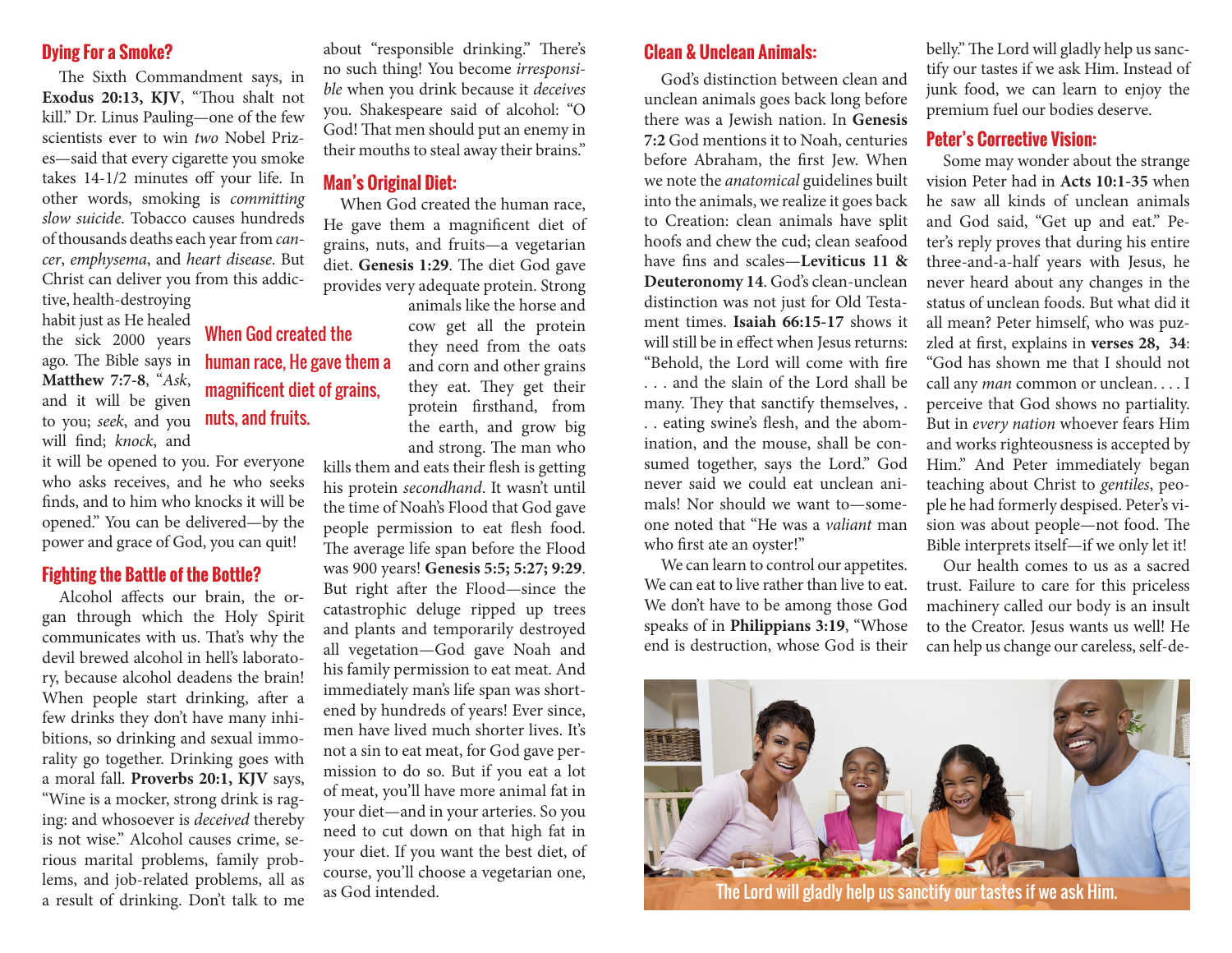## Dying For a Smoke?

The Sixth Commandment says, in **Exodus 20:13, KJV**, "Thou shalt not kill." Dr. Linus Pauling—one of the few scientists ever to win *two* Nobel Prizes—said that every cigarette you smoke takes 14-1/2 minutes off your life. In other words, smoking is *committing slow suicide*. Tobacco causes hundreds of thousands deaths each year from *cancer*, *emphysema*, and *heart disease*. But Christ can deliver you from this addictive, health-destroying habit just as He healed the sick 2000 years ago. The Bible says in **Matthew 7:7-8**, "*Ask*, and it will be given to you; *seek*, and you will find; *knock*, and it will be opened to you. For everyone who asks receives, and he who seeks finds, and to him who knocks it will be opened." You can be delivered—by the power and grace of God, you can quit!

## Fighting the Battle of the Bottle?

Alcohol affects our brain, the organ through which the Holy Spirit communicates with us. That's why the devil brewed alcohol in hell's laboratory, because alcohol deadens the brain! When people start drinking, after a few drinks they don't have many inhibitions, so drinking and sexual immorality go together. Drinking goes with a moral fall. **Proverbs 20:1, KJV** says, "Wine is a mocker, strong drink is raging: and whosoever is *deceived* thereby is not wise." Alcohol causes crime, serious marital problems, family problems, and job-related problems, all as a result of drinking. Don't talk to me about "responsible drinking." There's no such thing! You become *irresponsible* when you drink because it *deceives* you. Shakespeare said of alcohol: "O God! That men should put an enemy in their mouths to steal away their brains."

## Man's Original Diet:

When God created the human race, He gave them a magnificent diet of grains, nuts, and fruits—a vegetarian diet. **Genesis 1:29**. The diet God gave provides very adequate protein. Strong animals like the horse and cow get all the protein they need from the oats and corn and other grains they eat. They get their protein firsthand, from the earth, and grow big and strong. The man who kills them and eats their flesh is getting his protein *secondhand*. It wasn't until the time of Noah's Flood that God gave people permission to eat flesh food. The average life span before the Flood was 900 years! **Genesis 5:5; 5:27; 9:29**. But right after the Flood—since the catastrophic deluge ripped up trees and plants and temporarily destroyed all vegetation—God gave Noah and his family permission to eat meat. And immediately man's life span was shortened by hundreds of years! Ever since, men have lived much shorter lives. It's not a sin to eat meat, for God gave permission to do so. But if you eat a lot of meat, you'll have more animal fat in your diet—and in your arteries. So you need to cut down on that high fat in your diet. If you want the best diet, of course, you'll choose a vegetarian one, as God intended.

> When God created the human race, He gave them a magnificent diet of grains, nuts, and fruits.

## Clean & Unclean Animals:

God's distinction between clean and unclean animals goes back long before there was a Jewish nation. In **Genesis 7:2** God mentions it to Noah, centuries before Abraham, the first Jew. When we note the *anatomical* guidelines built into the animals, we realize it goes back to Creation: clean animals have split hoofs and chew the cud; clean seafood have fins and scales—**Leviticus 11 & Deuteronomy 14**. God's clean-unclean distinction was not just for Old Testament times. **Isaiah 66:15-17** shows it will still be in effect when Jesus returns: "Behold, the Lord will come with fire . . . and the slain of the Lord shall be many. They that sanctify themselves, . . . eating swine's flesh, and the abomination, and the mouse, shall be consumed together, says the Lord." God never said we could eat unclean animals! Nor should we want to—someone noted that "He was a *valiant* man who first ate an oyster!"

We can learn to control our appetites. We can eat to live rather than live to eat. We don't have to be among those God speaks of in **Philippians 3:19**, "Whose end is destruction, whose God is their belly." The Lord will gladly help us sanctify our tastes if we ask Him. Instead of junk food, we can learn to enjoy the premium fuel our bodies deserve.

## Peter's Corrective Vision:

Some may wonder about the strange vision Peter had in **Acts 10:1-35** when he saw all kinds of unclean animals and God said, "Get up and eat." Peter's reply proves that during his entire three-and-a-half years with Jesus, he never heard about any changes in the status of unclean foods. But what did it all mean? Peter himself, who was puzzled at first, explains in **verses 28, 34**: "God has shown me that I should not call any *man* common or unclean. . . . I perceive that God shows no partiality. But in *every nation* whoever fears Him and works righteousness is accepted by Him." And Peter immediately began teaching about Christ to *gentiles*, people he had formerly despised. Peter's vision was about people—not food. The Bible interprets itself—if we only let it!

Our health comes to us as a sacred trust. Failure to care for this priceless machinery called our body is an insult to the Creator. Jesus wants us well! He can help us change our careless, self-de-

The Lord will gladly help us sanctify our tastes if we ask Him.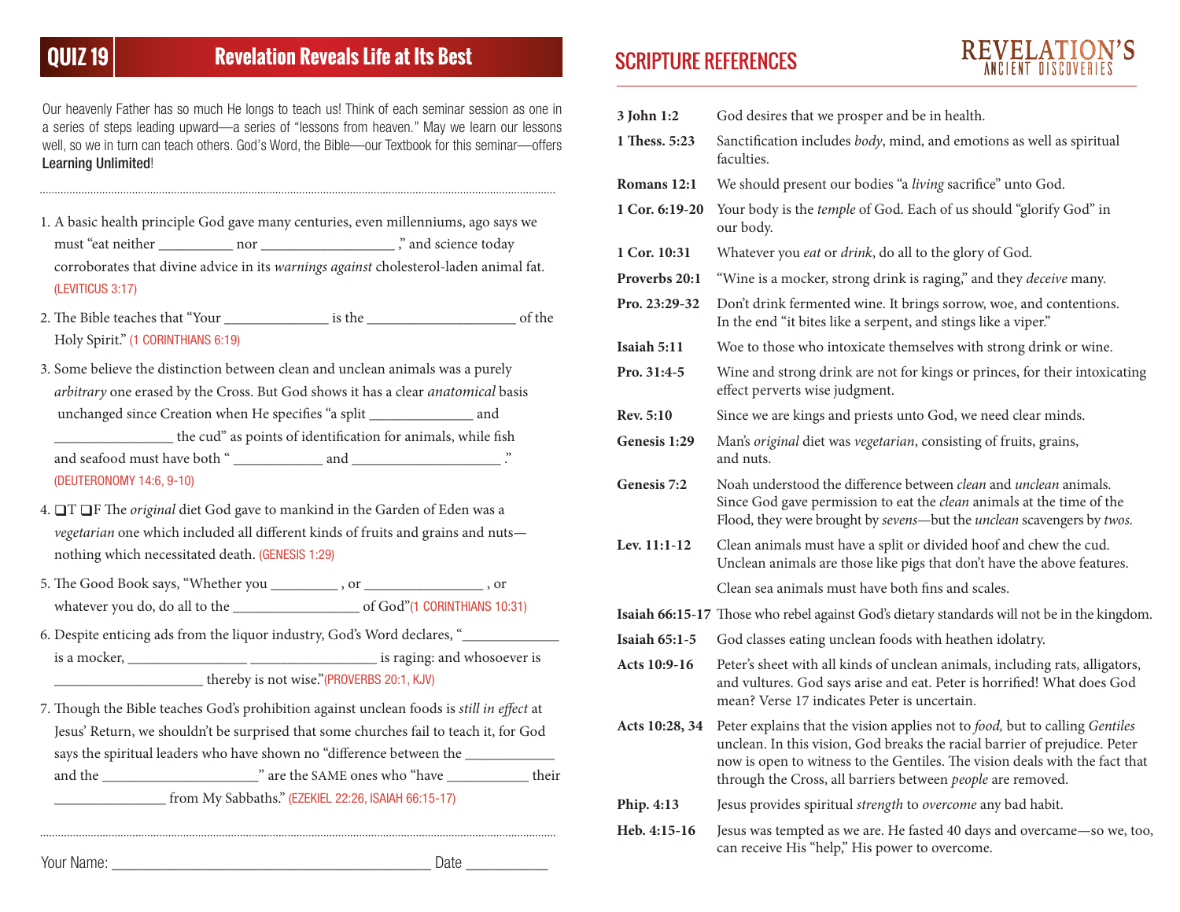# QUIZ 19 Revelation Reveals Life at Its Best

Our heavenly Father has so much He longs to teach us! Think of each seminar session as one in a series of steps leading upward—a series of "lessons from heaven." May we learn our lessons well, so we in turn can teach others. God's Word, the Bible—our Textbook for this seminar—offers **Learning Unlimited**!

1. A basic health principle God gave many centuries, even millennia, ago says we must "eat neither __________ nor __________________ ," and science today corroborates that divine advice in its *warnings against* cholesterol-laden animal fat. (LEVITICUS 3:17)

2. The Bible teaches that "Your ______________ is the ____________________ of the Holy Spirit." (1 CORINTHIANS 6:19)

3. Some believe the distinction between clean and unclean animals was a purely *arbitrary* one erased by the Cross. But God shows it has a clear *anatomical* basis unchanged since Creation when He specifies "a split ______________ and ________________ the cud" as points of identification for animals, while fish and seafood must have both " ____________ and ____________________ ." (DEUTERONOMY 14:6, 9-10)

4. ❑T ❑F The *original* diet God gave to mankind in the Garden of Eden was a *vegetarian* one which included all different kinds of fruits and grains and nuts—nothing which necessitated death. (GENESIS 1:29)

5. The Good Book says, "Whether you _________ , or ________________ , or whatever you do, do all to the _________________ of God"(1 CORINTHIANS 10:31)

6. Despite enticing ads from the liquor industry, God's Word declares, "_____________ is a mocker, ________________ _________________ is raging: and whosoever is ____________________ thereby is not wise."(PROVERBS 20:1, KJV)

7. Though the Bible teaches God's prohibition against unclean foods is *still in effect* at Jesus' Return, we shouldn't be surprised that some churches fail to teach it, for God says the spiritual leaders who have shown no "difference between the ____________ and the ____________________" are the SAME ones who "have ___________ their _______________ from My Sabbaths." (EZEKIEL 22:26, ISAIAH 66:15-17)

Your Name: ___________________________________________ Date ___________

## SCRIPTURE REFERENCES

REVELATION'S ANCIENT DISCOVERIES

| | |
|---|---|
| **3 John 1:2** | God desires that we prosper and be in health. |
| **1 Thess. 5:23** | Sanctification includes *body*, mind, and emotions as well as spiritual faculties. |
| **Romans 12:1** | We should present our bodies "a *living* sacrifice" unto God. |
| **1 Cor. 6:19-20** | Your body is the *temple* of God. Each of us should "glorify God" in our body. |
| **1 Cor. 10:31** | Whatever you *eat* or *drink*, do all to the glory of God. |
| **Proverbs 20:1** | "Wine is a mocker, strong drink is raging," and they *deceive* many. |
| **Pro. 23:29-32** | Don't drink fermented wine. It brings sorrow, woe, and contentions. In the end "it bites like a serpent, and stings like a viper." |
| **Isaiah 5:11** | Woe to those who intoxicate themselves with strong drink or wine. |
| **Pro. 31:4-5** | Wine and strong drink are not for kings or princes, for their intoxicating effect perverts wise judgment. |
| **Rev. 5:10** | Since we are kings and priests unto God, we need clear minds. |
| **Genesis 1:29** | Man's *original* diet was *vegetarian*, consisting of fruits, grains, and nuts. |
| **Genesis 7:2** | Noah understood the difference between *clean* and *unclean* animals. Since God gave permission to eat the *clean* animals at the time of the Flood, they were brought by *sevens*—but the *unclean* scavengers by *twos.* |
| **Lev. 11:1-12** | Clean animals must have a split or divided hoof and chew the cud. Unclean animals are those like pigs that don't have the above features. Clean sea animals must have both fins and scales. |
| **Isaiah 66:15-17** | Those who rebel against God's dietary standards will not be in the kingdom. |
| **Isaiah 65:1-5** | God classes eating unclean foods with heathen idolatry. |
| **Acts 10:9-16** | Peter's sheet with all kinds of unclean animals, including rats, alligators, and vultures. God says arise and eat. Peter is horrified! What does God mean? Verse 17 indicates Peter is uncertain. |
| **Acts 10:28, 34** | Peter explains that the vision applies not to *food,* but to calling *Gentiles* unclean. In this vision, God breaks the racial barrier of prejudice. Peter now is open to witness to the Gentiles. The vision deals with the fact that through the Cross, all barriers between *people* are removed. |
| **Phip. 4:13** | Jesus provides spiritual *strength* to *overcome* any bad habit. |
| **Heb. 4:15-16** | Jesus was tempted as we are. He fasted 40 days and overcame—so we, too, can receive His "help," His power to overcome. |